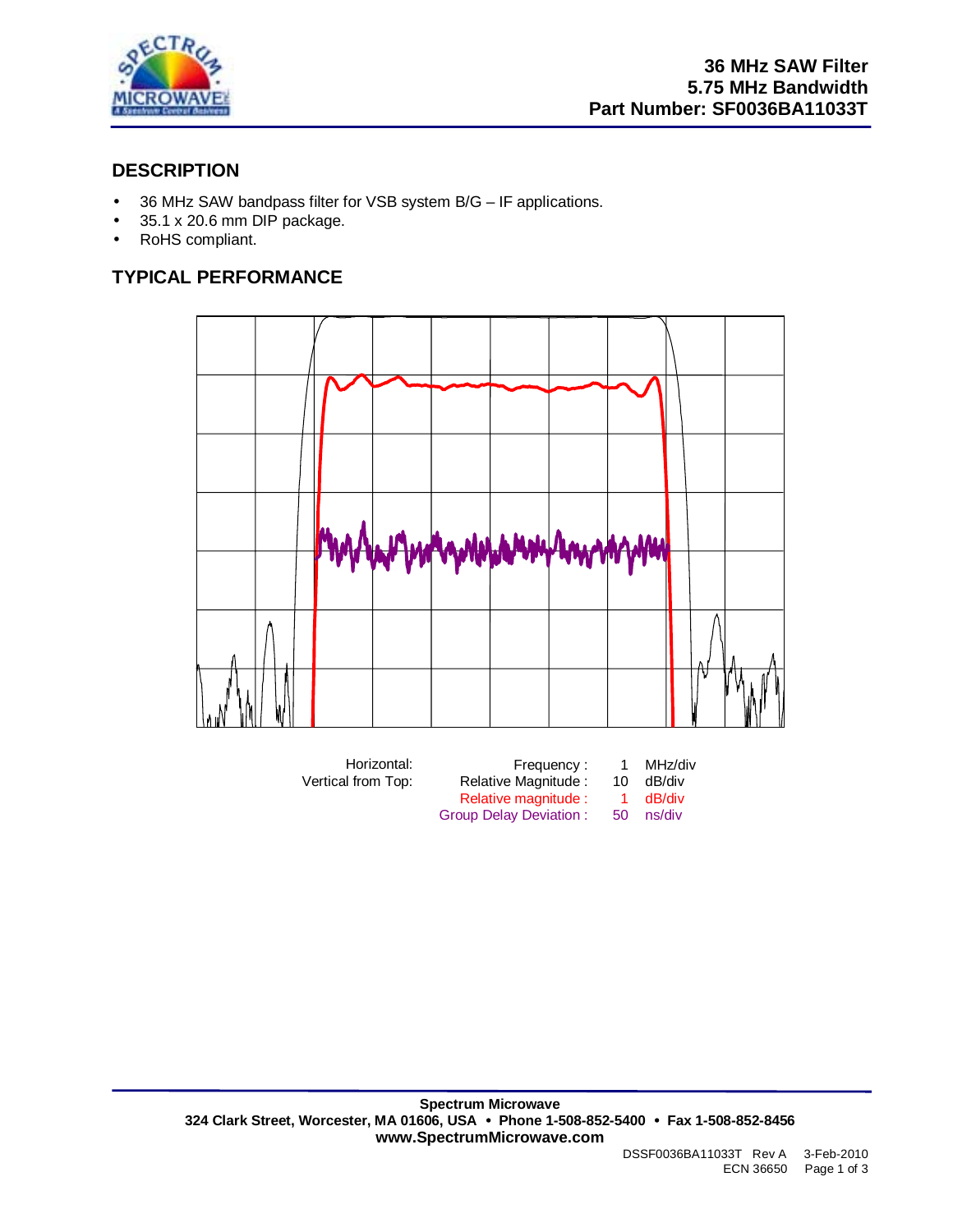# 36 MHz SAW Filter
# 5.75 MHz Bandwidth
# Part Number: SF0036BA11033T

## DESCRIPTION

- 36 MHz SAW bandpass filter for VSB system B/G – IF applications.
- 35.1 x 20.6 mm DIP package.
- RoHS compliant.

## TYPICAL PERFORMANCE

| | | | |
|---|---|---|---|
| Horizontal: | Frequency : | 1 | MHz/div |
| Vertical from Top: | Relative Magnitude : | 10 | dB/div |
| | Relative magnitude : | 1 | dB/div |
| | Group Delay Deviation : | 50 | ns/div |

**Spectrum Microwave**
**324 Clark Street, Worcester, MA 01606, USA • Phone 1-508-852-5400 • Fax 1-508-852-8456**
**www.SpectrumMicrowave.com**

DSSF0036BA11033T Rev A 3-Feb-2010
ECN 36650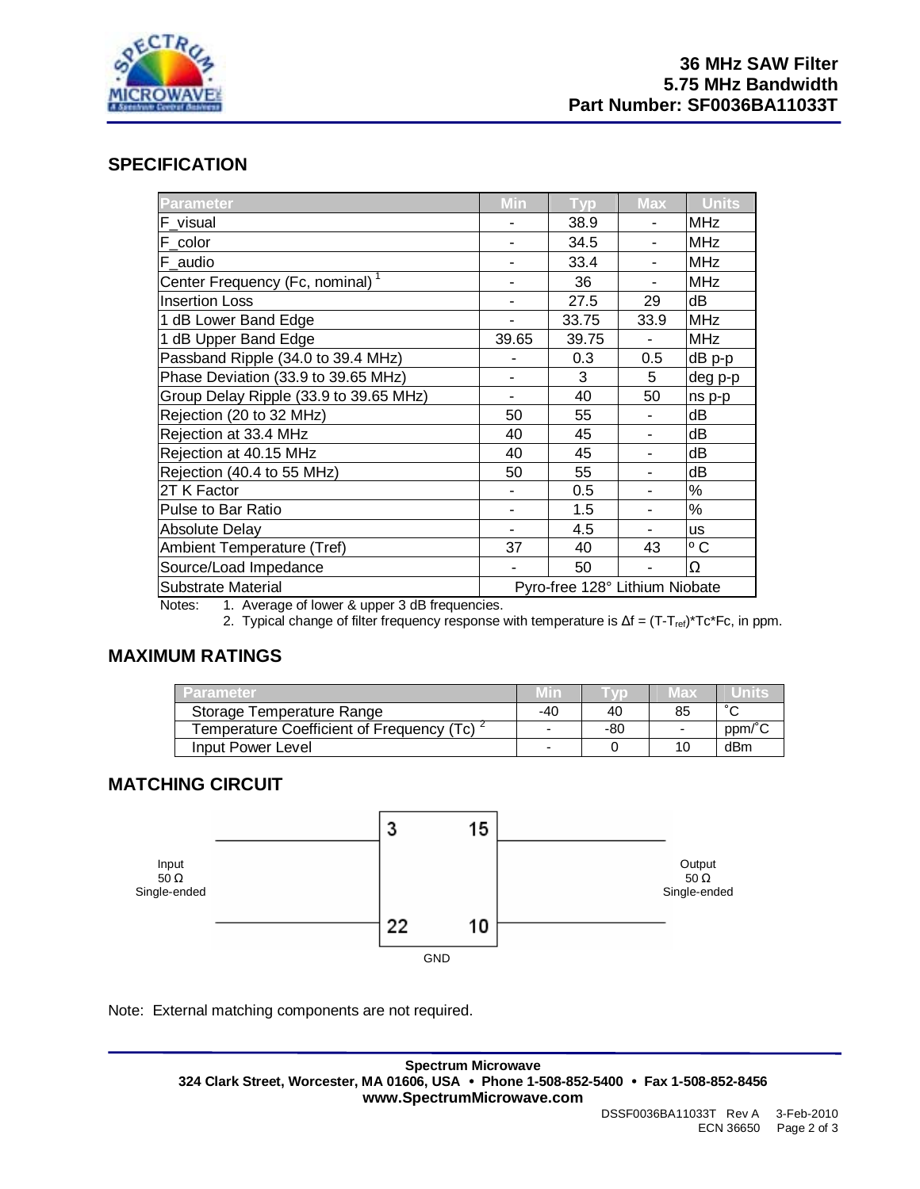# 36 MHz SAW Filter
# 5.75 MHz Bandwidth
# Part Number: SF0036BA11033T

## SPECIFICATION

| Parameter | Min | Typ | Max | Units |
|---|---|---|---|---|
| F_visual | - | 38.9 | - | MHz |
| F_color | - | 34.5 | - | MHz |
| F_audio | - | 33.4 | - | MHz |
| Center Frequency (Fc, nominal) [1] | - | 36 | - | MHz |
| Insertion Loss | - | 27.5 | 29 | dB |
| 1 dB Lower Band Edge | - | 33.75 | 33.9 | MHz |
| 1 dB Upper Band Edge | 39.65 | 39.75 | - | MHz |
| Passband Ripple (34.0 to 39.4 MHz) | - | 0.3 | 0.5 | dB p-p |
| Phase Deviation (33.9 to 39.65 MHz) | - | 3 | 5 | deg p-p |
| Group Delay Ripple (33.9 to 39.65 MHz) | - | 40 | 50 | ns p-p |
| Rejection (20 to 32 MHz) | 50 | 55 | - | dB |
| Rejection at 33.4 MHz | 40 | 45 | - | dB |
| Rejection at 40.15 MHz | 40 | 45 | - | dB |
| Rejection (40.4 to 55 MHz) | 50 | 55 | - | dB |
| 2T K Factor | - | 0.5 | - | % |
| Pulse to Bar Ratio | - | 1.5 | - | % |
| Absolute Delay | - | 4.5 | - | us |
| Ambient Temperature (Tref) | 37 | 40 | 43 | º C |
| Source/Load Impedance | - | 50 | - | Ω |
| Substrate Material | Pyro-free 128° Lithium Niobate | | | |

Notes:
1. Average of lower & upper 3 dB frequencies.
2. Typical change of filter frequency response with temperature is $\Delta f = (T-T_{ref})*Tc*Fc$, in ppm.

## MAXIMUM RATINGS

| Parameter | Min | Typ | Max | Units |
|---|---|---|---|---|
| Storage Temperature Range | -40 | 40 | 85 | ˚C |
| Temperature Coefficient of Frequency (Tc) [2] | - | -80 | - | ppm/˚C |
| Input Power Level | - | 0 | 10 | dBm |

## MATCHING CIRCUIT

Input 50 Ω Single-ended — pins 3, 22 | pins 15, 10 — Output 50 Ω Single-ended

GND

Note: External matching components are not required.

**Spectrum Microwave**
**324 Clark Street, Worcester, MA 01606, USA • Phone 1-508-852-5400 • Fax 1-508-852-8456**
**www.SpectrumMicrowave.com**

DSSF0036BA11033T Rev A 3-Feb-2010
ECN 36650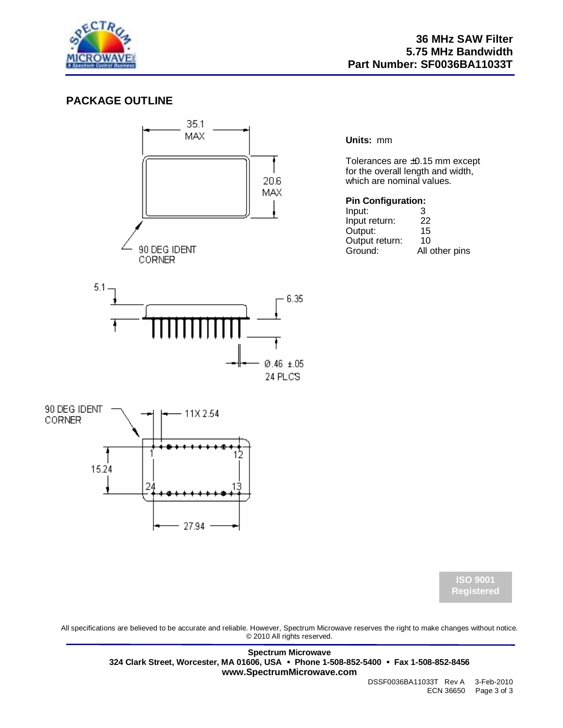## PACKAGE OUTLINE

35.1
MAX

20.6
MAX

90 DEG IDENT
CORNER

5.1

6.35

Ø.46 ±.05
24 PLCS

90 DEG IDENT
CORNER

11X 2.54

1

12

15.24

24

13

27.94

**Units:** mm

Tolerances are ±0.15 mm except for the overall length and width, which are nominal values.

**Pin Configuration:**

| | |
|---|---|
| Input: | 3 |
| Input return: | 22 |
| Output: | 15 |
| Output return: | 10 |
| Ground: | All other pins |

**ISO 9001 Registered**

All specifications are believed to be accurate and reliable. However, Spectrum Microwave reserves the right to make changes without notice.
© 2010 All rights reserved.

**Spectrum Microwave**
**324 Clark Street, Worcester, MA 01606, USA • Phone 1-508-852-5400 • Fax 1-508-852-8456**
**www.SpectrumMicrowave.com**

DSSF0036BA11033T Rev A 3-Feb-2010
ECN 36650